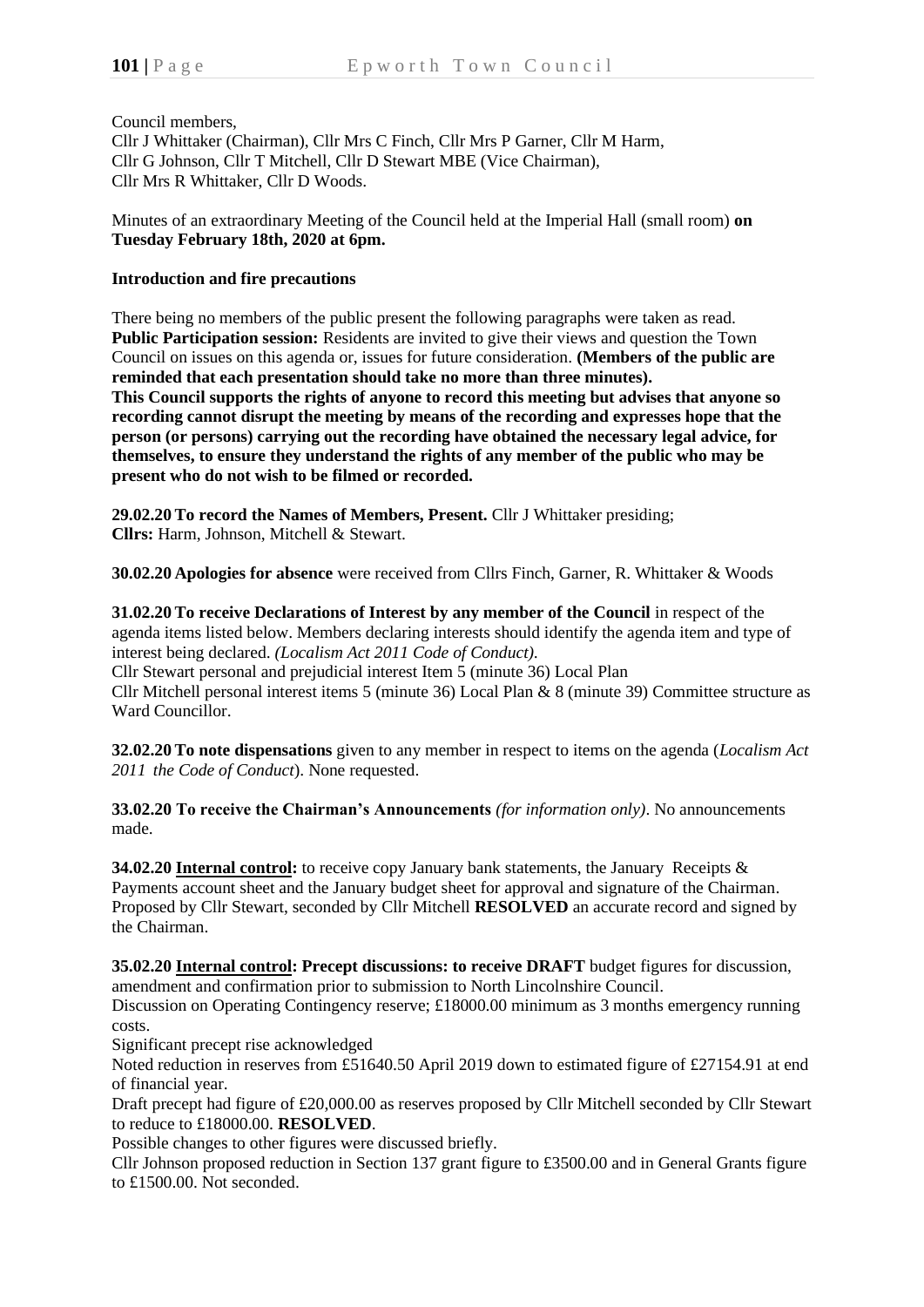Council members,
Cllr J Whittaker (Chairman), Cllr Mrs C Finch, Cllr Mrs P Garner, Cllr M Harm, Cllr G Johnson, Cllr T Mitchell, Cllr D Stewart MBE (Vice Chairman), Cllr Mrs R Whittaker, Cllr D Woods.

Minutes of an extraordinary Meeting of the Council held at the Imperial Hall (small room) **on Tuesday February 18th, 2020 at 6pm.**

**Introduction and fire precautions**

There being no members of the public present the following paragraphs were taken as read.
**Public Participation session:** Residents are invited to give their views and question the Town Council on issues on this agenda or, issues for future consideration. **(Members of the public are reminded that each presentation should take no more than three minutes).**
**This Council supports the rights of anyone to record this meeting but advises that anyone so recording cannot disrupt the meeting by means of the recording and expresses hope that the person (or persons) carrying out the recording have obtained the necessary legal advice, for themselves, to ensure they understand the rights of any member of the public who may be present who do not wish to be filmed or recorded.**

**29.02.20 To record the Names of Members, Present.** Cllr J Whittaker presiding;
**Cllrs:** Harm, Johnson, Mitchell & Stewart.

**30.02.20 Apologies for absence** were received from Cllrs Finch, Garner, R. Whittaker & Woods

**31.02.20 To receive Declarations of Interest by any member of the Council** in respect of the agenda items listed below. Members declaring interests should identify the agenda item and type of interest being declared. *(Localism Act 2011 Code of Conduct).*
Cllr Stewart personal and prejudicial interest Item 5 (minute 36) Local Plan
Cllr Mitchell personal interest items 5 (minute 36) Local Plan & 8 (minute 39) Committee structure as Ward Councillor.

**32.02.20 To note dispensations** given to any member in respect to items on the agenda (*Localism Act 2011 the Code of Conduct*). None requested.

**33.02.20 To receive the Chairman's Announcements** *(for information only)*. No announcements made.

**34.02.20 Internal control:** to receive copy January bank statements, the January Receipts & Payments account sheet and the January budget sheet for approval and signature of the Chairman. Proposed by Cllr Stewart, seconded by Cllr Mitchell **RESOLVED** an accurate record and signed by the Chairman.

**35.02.20 Internal control: Precept discussions: to receive DRAFT** budget figures for discussion, amendment and confirmation prior to submission to North Lincolnshire Council.
Discussion on Operating Contingency reserve; £18000.00 minimum as 3 months emergency running costs.
Significant precept rise acknowledged
Noted reduction in reserves from £51640.50 April 2019 down to estimated figure of £27154.91 at end of financial year.
Draft precept had figure of £20,000.00 as reserves proposed by Cllr Mitchell seconded by Cllr Stewart to reduce to £18000.00. **RESOLVED**.
Possible changes to other figures were discussed briefly.
Cllr Johnson proposed reduction in Section 137 grant figure to £3500.00 and in General Grants figure to £1500.00. Not seconded.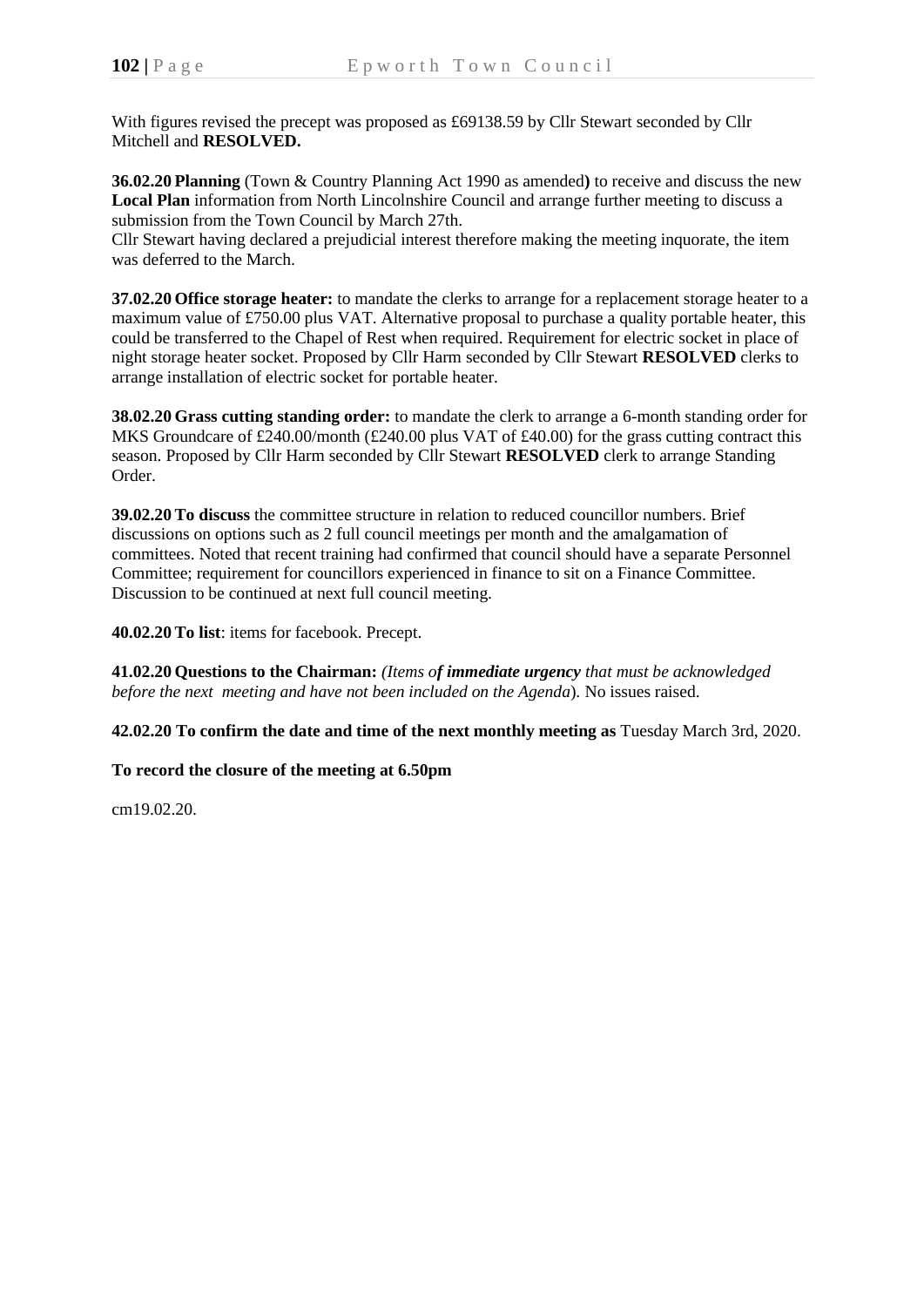With figures revised the precept was proposed as £69138.59 by Cllr Stewart seconded by Cllr Mitchell and **RESOLVED.**

**36.02.20 Planning** (Town & Country Planning Act 1990 as amended**)** to receive and discuss the new **Local Plan** information from North Lincolnshire Council and arrange further meeting to discuss a submission from the Town Council by March 27th.
Cllr Stewart having declared a prejudicial interest therefore making the meeting inquorate, the item was deferred to the March.

**37.02.20 Office storage heater:** to mandate the clerks to arrange for a replacement storage heater to a maximum value of £750.00 plus VAT. Alternative proposal to purchase a quality portable heater, this could be transferred to the Chapel of Rest when required. Requirement for electric socket in place of night storage heater socket. Proposed by Cllr Harm seconded by Cllr Stewart **RESOLVED** clerks to arrange installation of electric socket for portable heater.

**38.02.20 Grass cutting standing order:** to mandate the clerk to arrange a 6-month standing order for MKS Groundcare of £240.00/month (£240.00 plus VAT of £40.00) for the grass cutting contract this season. Proposed by Cllr Harm seconded by Cllr Stewart **RESOLVED** clerk to arrange Standing Order.

**39.02.20 To discuss** the committee structure in relation to reduced councillor numbers. Brief discussions on options such as 2 full council meetings per month and the amalgamation of committees. Noted that recent training had confirmed that council should have a separate Personnel Committee; requirement for councillors experienced in finance to sit on a Finance Committee. Discussion to be continued at next full council meeting.

**40.02.20 To list**: items for facebook. Precept.

**41.02.20 Questions to the Chairman:** *(Items o**f immediate urgency** that must be acknowledged before the next meeting and have not been included on the Agenda*). No issues raised.

**42.02.20 To confirm the date and time of the next monthly meeting as** Tuesday March 3rd, 2020.

**To record the closure of the meeting at 6.50pm**

cm19.02.20.